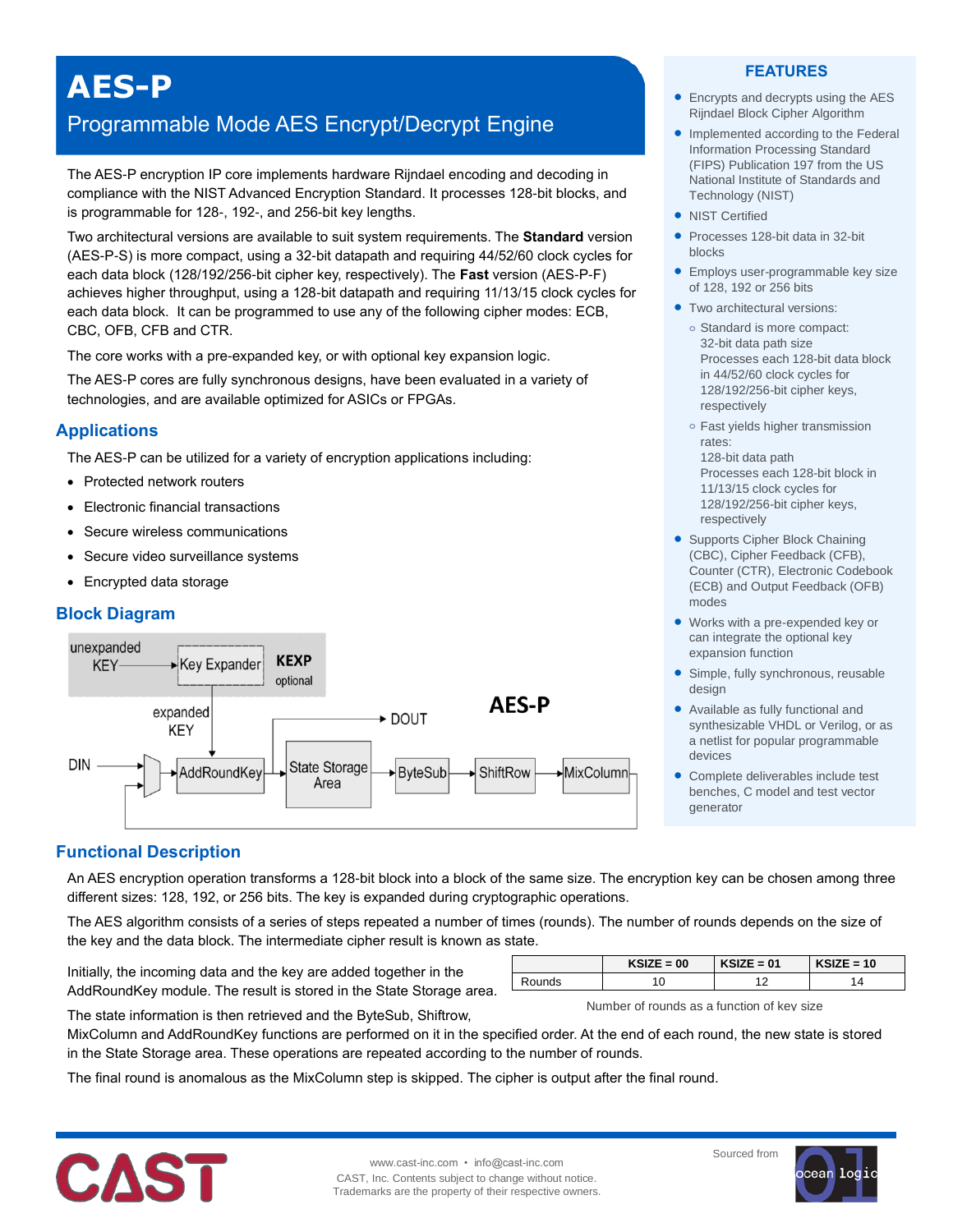# AES-P

## Programmable Mode AES Encrypt/Decrypt Engine

The AES-P encryption IP core implements hardware Rijndael encoding and decoding in compliance with the NIST Advanced Encryption Standard. It processes 128-bit blocks, and is programmable for 128-, 192-, and 256-bit key lengths.

Two architectural versions are available to suit system requirements. The **Standard** version (AES-P-S) is more compact, using a 32-bit datapath and requiring 44/52/60 clock cycles for each data block (128/192/256-bit cipher key, respectively). The **Fast** version (AES-P-F) achieves higher throughput, using a 128-bit datapath and requiring 11/13/15 clock cycles for each data block. It can be programmed to use any of the following cipher modes: ECB, CBC, OFB, CFB and CTR.

The core works with a pre-expanded key, or with optional key expansion logic.

The AES-P cores are fully synchronous designs, have been evaluated in a variety of technologies, and are available optimized for ASICs or FPGAs.

## Applications

The AES-P can be utilized for a variety of encryption applications including:

- Protected network routers
- Electronic financial transactions
- Secure wireless communications
- Secure video surveillance systems
- Encrypted data storage

## Block Diagram

unexpanded KEY → Key Expander (KEXP optional) → expanded KEY → AddRoundKey; DIN → mux → AddRoundKey → State Storage Area → ByteSub → ShiftRow → MixColumn (feedback to mux); State Storage Area → DOUT

AES-P

## FEATURES

- Encrypts and decrypts using the AES Rijndael Block Cipher Algorithm
- Implemented according to the Federal Information Processing Standard (FIPS) Publication 197 from the US National Institute of Standards and Technology (NIST)
- NIST Certified
- Processes 128-bit data in 32-bit blocks
- Employs user-programmable key size of 128, 192 or 256 bits
- Two architectural versions:
  - Standard is more compact: 32-bit data path size. Processes each 128-bit data block in 44/52/60 clock cycles for 128/192/256-bit cipher keys, respectively
  - Fast yields higher transmission rates: 128-bit data path. Processes each 128-bit block in 11/13/15 clock cycles for 128/192/256-bit cipher keys, respectively
- Supports Cipher Block Chaining (CBC), Cipher Feedback (CFB), Counter (CTR), Electronic Codebook (ECB) and Output Feedback (OFB) modes
- Works with a pre-expended key or can integrate the optional key expansion function
- Simple, fully synchronous, reusable design
- Available as fully functional and synthesizable VHDL or Verilog, or as a netlist for popular programmable devices
- Complete deliverables include test benches, C model and test vector generator

## Functional Description

An AES encryption operation transforms a 128-bit block into a block of the same size. The encryption key can be chosen among three different sizes: 128, 192, or 256 bits. The key is expanded during cryptographic operations.

The AES algorithm consists of a series of steps repeated a number of times (rounds). The number of rounds depends on the size of the key and the data block. The intermediate cipher result is known as state.

Initially, the incoming data and the key are added together in the AddRoundKey module. The result is stored in the State Storage area.

|  | KSIZE = 00 | KSIZE = 01 | KSIZE = 10 |
|---|---|---|---|
| Rounds | 10 | 12 | 14 |

Number of rounds as a function of key size

The state information is then retrieved and the ByteSub, Shiftrow, MixColumn and AddRoundKey functions are performed on it in the specified order. At the end of each round, the new state is stored in the State Storage area. These operations are repeated according to the number of rounds.

The final round is anomalous as the MixColumn step is skipped. The cipher is output after the final round.

CAST

www.cast-inc.com • info@cast-inc.com
CAST, Inc. Contents subject to change without notice.
Trademarks are the property of their respective owners.

Sourced from ocean logic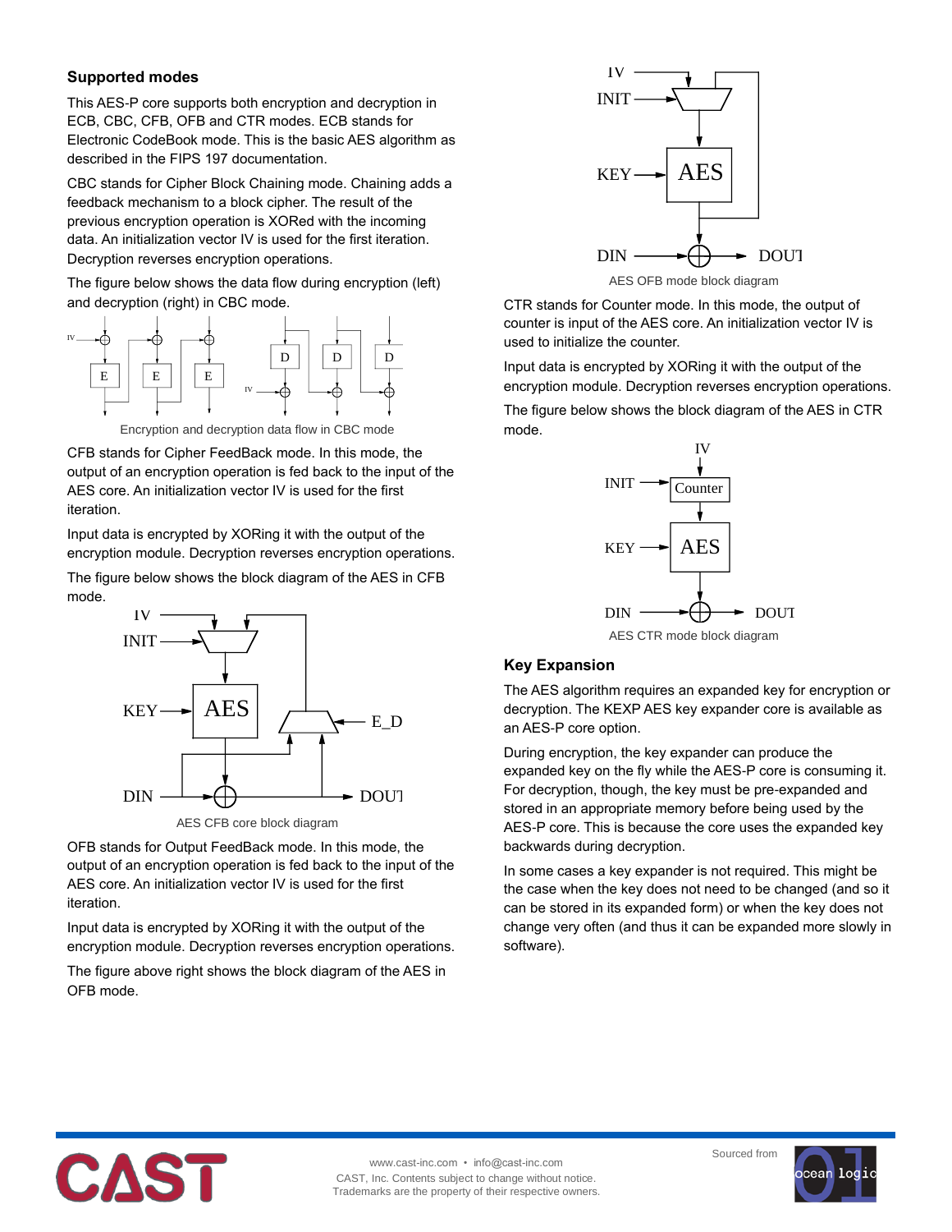## Supported modes

This AES-P core supports both encryption and decryption in ECB, CBC, CFB, OFB and CTR modes. ECB stands for Electronic CodeBook mode. This is the basic AES algorithm as described in the FIPS 197 documentation.

CBC stands for Cipher Block Chaining mode. Chaining adds a feedback mechanism to a block cipher. The result of the previous encryption operation is XORed with the incoming data. An initialization vector IV is used for the first iteration. Decryption reverses encryption operations.

The figure below shows the data flow during encryption (left) and decryption (right) in CBC mode.

Encryption and decryption data flow in CBC mode

CFB stands for Cipher FeedBack mode. In this mode, the output of an encryption operation is fed back to the input of the AES core. An initialization vector IV is used for the first iteration.

Input data is encrypted by XORing it with the output of the encryption module. Decryption reverses encryption operations.

The figure below shows the block diagram of the AES in CFB mode.

AES CFB core block diagram

OFB stands for Output FeedBack mode. In this mode, the output of an encryption operation is fed back to the input of the AES core. An initialization vector IV is used for the first iteration.

Input data is encrypted by XORing it with the output of the encryption module. Decryption reverses encryption operations.

The figure above right shows the block diagram of the AES in OFB mode.

AES OFB mode block diagram

CTR stands for Counter mode. In this mode, the output of counter is input of the AES core. An initialization vector IV is used to initialize the counter.

Input data is encrypted by XORing it with the output of the encryption module. Decryption reverses encryption operations.

The figure below shows the block diagram of the AES in CTR mode.

AES CTR mode block diagram

## Key Expansion

The AES algorithm requires an expanded key for encryption or decryption. The KEXP AES key expander core is available as an AES-P core option.

During encryption, the key expander can produce the expanded key on the fly while the AES-P core is consuming it. For decryption, though, the key must be pre-expanded and stored in an appropriate memory before being used by the AES-P core. This is because the core uses the expanded key backwards during decryption.

In some cases a key expander is not required. This might be the case when the key does not need to be changed (and so it can be stored in its expanded form) or when the key does not change very often (and thus it can be expanded more slowly in software).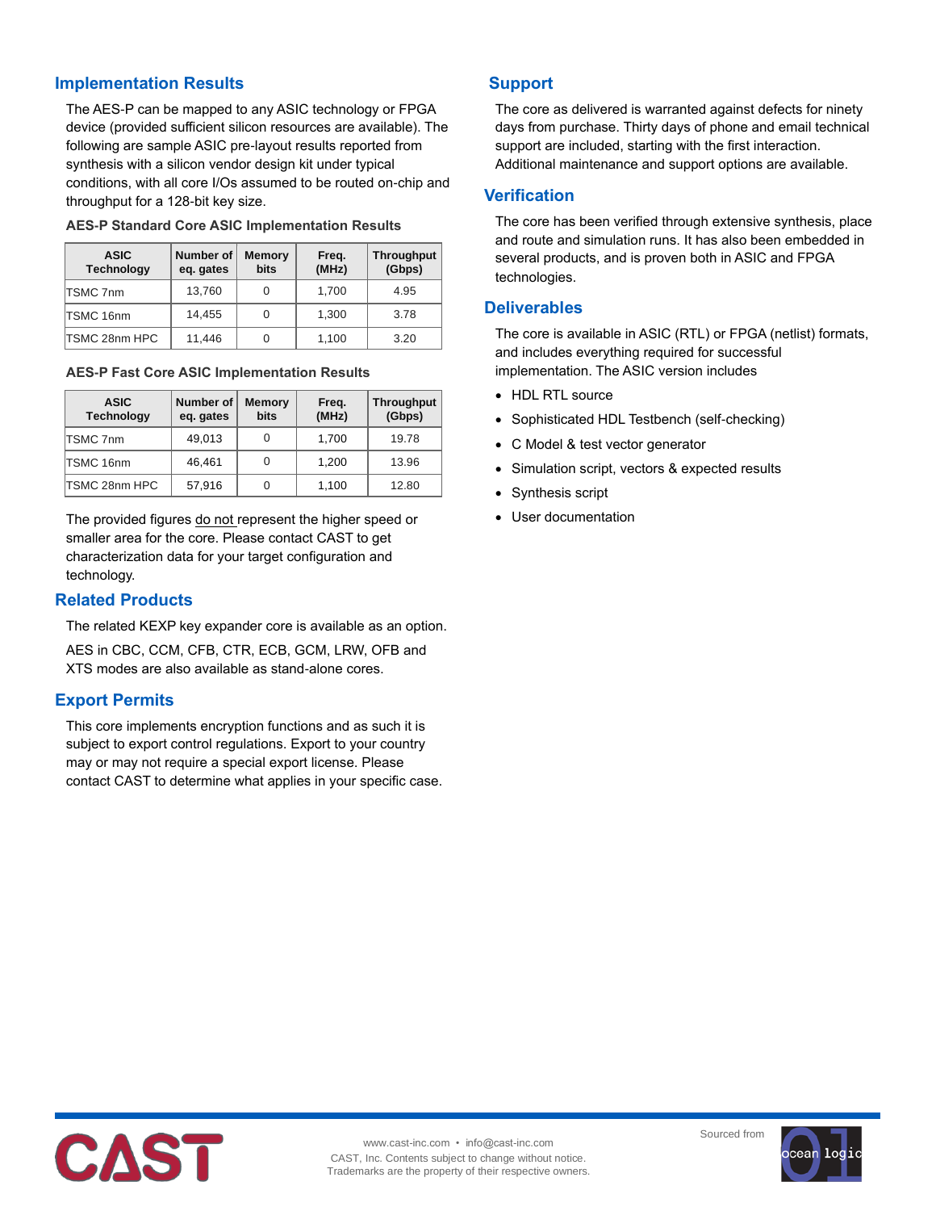## Implementation Results

The AES-P can be mapped to any ASIC technology or FPGA device (provided sufficient silicon resources are available). The following are sample ASIC pre-layout results reported from synthesis with a silicon vendor design kit under typical conditions, with all core I/Os assumed to be routed on-chip and throughput for a 128-bit key size.

**AES-P Standard Core ASIC Implementation Results**

| ASIC Technology | Number of eq. gates | Memory bits | Freq. (MHz) | Throughput (Gbps) |
|---|---|---|---|---|
| TSMC 7nm | 13,760 | 0 | 1,700 | 4.95 |
| TSMC 16nm | 14,455 | 0 | 1,300 | 3.78 |
| TSMC 28nm HPC | 11,446 | 0 | 1,100 | 3.20 |

**AES-P Fast Core ASIC Implementation Results**

| ASIC Technology | Number of eq. gates | Memory bits | Freq. (MHz) | Throughput (Gbps) |
|---|---|---|---|---|
| TSMC 7nm | 49,013 | 0 | 1,700 | 19.78 |
| TSMC 16nm | 46,461 | 0 | 1,200 | 13.96 |
| TSMC 28nm HPC | 57,916 | 0 | 1,100 | 12.80 |

The provided figures do not represent the higher speed or smaller area for the core. Please contact CAST to get characterization data for your target configuration and technology.

## Related Products

The related KEXP key expander core is available as an option.

AES in CBC, CCM, CFB, CTR, ECB, GCM, LRW, OFB and XTS modes are also available as stand-alone cores.

## Export Permits

This core implements encryption functions and as such it is subject to export control regulations. Export to your country may or may not require a special export license. Please contact CAST to determine what applies in your specific case.

## Support

The core as delivered is warranted against defects for ninety days from purchase. Thirty days of phone and email technical support are included, starting with the first interaction. Additional maintenance and support options are available.

## Verification

The core has been verified through extensive synthesis, place and route and simulation runs. It has also been embedded in several products, and is proven both in ASIC and FPGA technologies.

## Deliverables

The core is available in ASIC (RTL) or FPGA (netlist) formats, and includes everything required for successful implementation. The ASIC version includes

- HDL RTL source
- Sophisticated HDL Testbench (self-checking)
- C Model & test vector generator
- Simulation script, vectors & expected results
- Synthesis script
- User documentation

CAST

www.cast-inc.com • info@cast-inc.com
CAST, Inc. Contents subject to change without notice.
Trademarks are the property of their respective owners.

Sourced from ocean logic